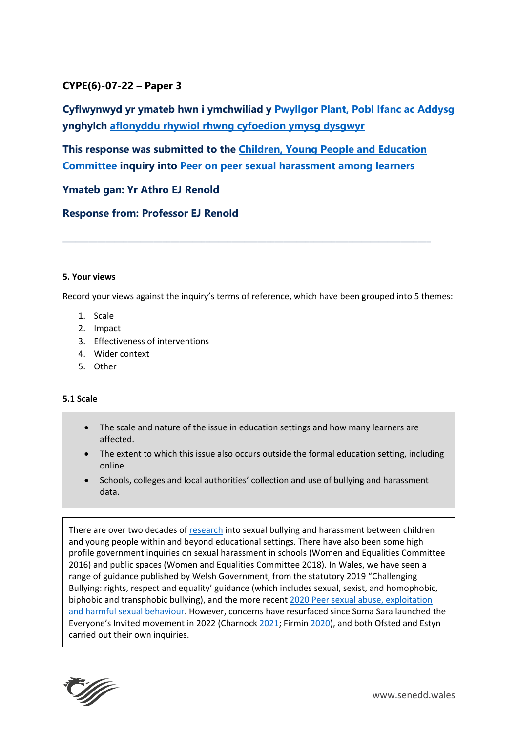**CYPE(6)-07-22 – Paper 3**

**Cyflwynwyd yr ymateb hwn i ymchwiliad y Pwyllgor Plant, Pobl Ifanc ac Addysg ynghylch aflonyddu rhywiol rhwng cyfoedion ymysg dysgwyr**

**This response was submitted to the Children, Young People and Education Committee inquiry into Peer on peer sexual harassment among learners**

**Ymateb gan: Yr Athro EJ Renold**

**Response from: Professor EJ Renold**

---

#### 5. Your views

Record your views against the inquiry's terms of reference, which have been grouped into 5 themes:

1. Scale
2. Impact
3. Effectiveness of interventions
4. Wider context
5. Other

#### 5.1 Scale

- The scale and nature of the issue in education settings and how many learners are affected.
- The extent to which this issue also occurs outside the formal education setting, including online.
- Schools, colleges and local authorities' collection and use of bullying and harassment data.

There are over two decades of research into sexual bullying and harassment between children and young people within and beyond educational settings. There have also been some high profile government inquiries on sexual harassment in schools (Women and Equalities Committee 2016) and public spaces (Women and Equalities Committee 2018). In Wales, we have seen a range of guidance published by Welsh Government, from the statutory 2019 "Challenging Bullying: rights, respect and equality' guidance (which includes sexual, sexist, and homophobic, biphobic and transphobic bullying), and the more recent 2020 Peer sexual abuse, exploitation and harmful sexual behaviour. However, concerns have resurfaced since Soma Sara launched the Everyone's Invited movement in 2022 (Charnock 2021; Firmin 2020), and both Ofsted and Estyn carried out their own inquiries.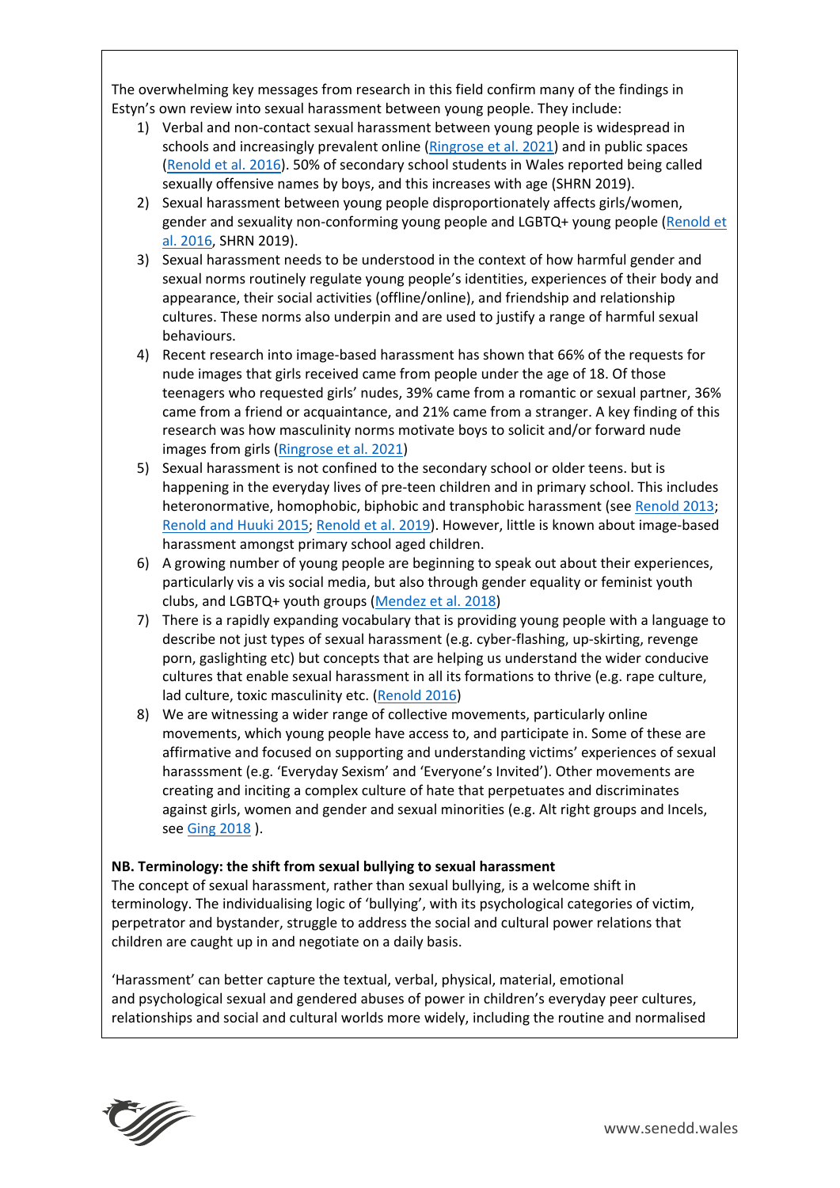The overwhelming key messages from research in this field confirm many of the findings in Estyn's own review into sexual harassment between young people. They include:

1) Verbal and non-contact sexual harassment between young people is widespread in schools and increasingly prevalent online (Ringrose et al. 2021) and in public spaces (Renold et al. 2016). 50% of secondary school students in Wales reported being called sexually offensive names by boys, and this increases with age (SHRN 2019).
2) Sexual harassment between young people disproportionately affects girls/women, gender and sexuality non-conforming young people and LGBTQ+ young people (Renold et al. 2016, SHRN 2019).
3) Sexual harassment needs to be understood in the context of how harmful gender and sexual norms routinely regulate young people's identities, experiences of their body and appearance, their social activities (offline/online), and friendship and relationship cultures. These norms also underpin and are used to justify a range of harmful sexual behaviours.
4) Recent research into image-based harassment has shown that 66% of the requests for nude images that girls received came from people under the age of 18. Of those teenagers who requested girls' nudes, 39% came from a romantic or sexual partner, 36% came from a friend or acquaintance, and 21% came from a stranger. A key finding of this research was how masculinity norms motivate boys to solicit and/or forward nude images from girls (Ringrose et al. 2021)
5) Sexual harassment is not confined to the secondary school or older teens. but is happening in the everyday lives of pre-teen children and in primary school. This includes heteronormative, homophobic, biphobic and transphobic harassment (see Renold 2013; Renold and Huuki 2015; Renold et al. 2019). However, little is known about image-based harassment amongst primary school aged children.
6) A growing number of young people are beginning to speak out about their experiences, particularly vis a vis social media, but also through gender equality or feminist youth clubs, and LGBTQ+ youth groups (Mendez et al. 2018)
7) There is a rapidly expanding vocabulary that is providing young people with a language to describe not just types of sexual harassment (e.g. cyber-flashing, up-skirting, revenge porn, gaslighting etc) but concepts that are helping us understand the wider conducive cultures that enable sexual harassment in all its formations to thrive (e.g. rape culture, lad culture, toxic masculinity etc. (Renold 2016)
8) We are witnessing a wider range of collective movements, particularly online movements, which young people have access to, and participate in. Some of these are affirmative and focused on supporting and understanding victims' experiences of sexual harasssment (e.g. 'Everyday Sexism' and 'Everyone's Invited'). Other movements are creating and inciting a complex culture of hate that perpetuates and discriminates against girls, women and gender and sexual minorities (e.g. Alt right groups and Incels, see Ging 2018 ).

**NB. Terminology: the shift from sexual bullying to sexual harassment**

The concept of sexual harassment, rather than sexual bullying, is a welcome shift in terminology. The individualising logic of 'bullying', with its psychological categories of victim, perpetrator and bystander, struggle to address the social and cultural power relations that children are caught up in and negotiate on a daily basis.

'Harassment' can better capture the textual, verbal, physical, material, emotional and psychological sexual and gendered abuses of power in children's everyday peer cultures, relationships and social and cultural worlds more widely, including the routine and normalised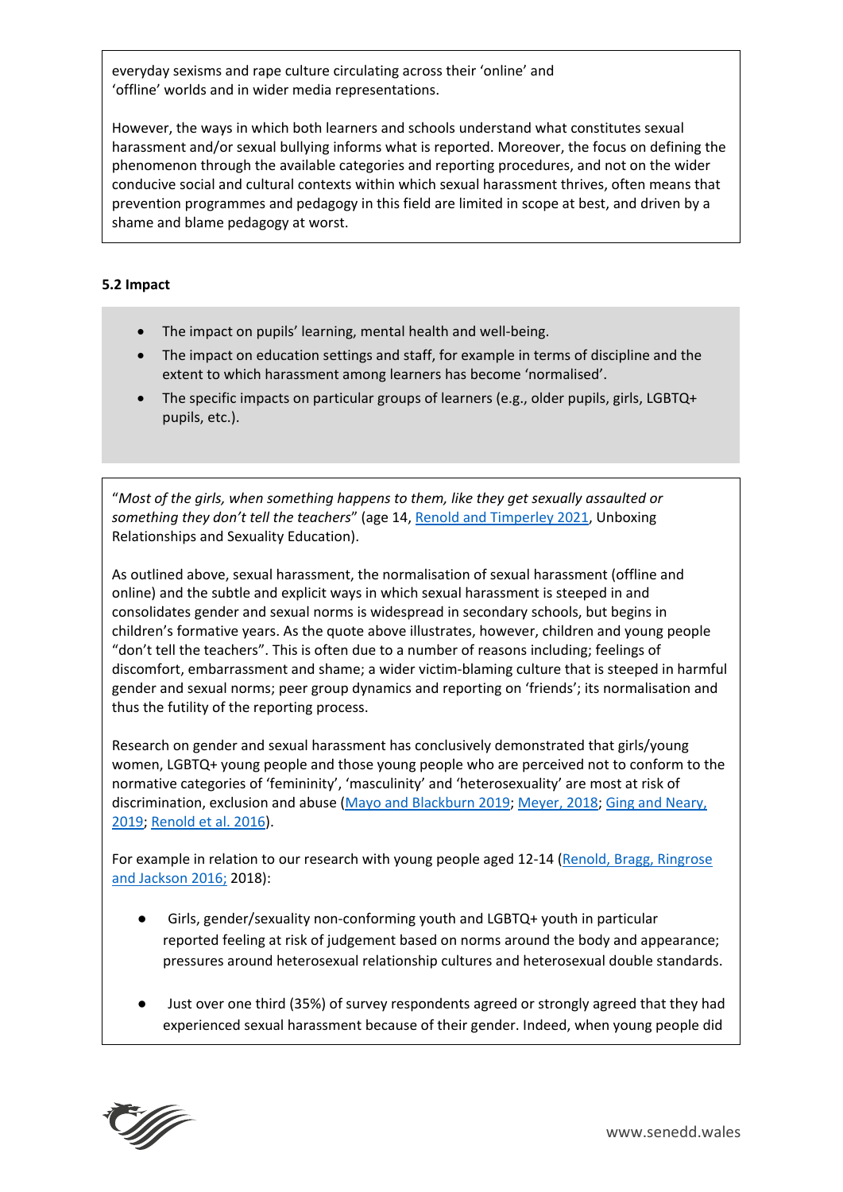everyday sexisms and rape culture circulating across their 'online' and 'offline' worlds and in wider media representations.

However, the ways in which both learners and schools understand what constitutes sexual harassment and/or sexual bullying informs what is reported. Moreover, the focus on defining the phenomenon through the available categories and reporting procedures, and not on the wider conducive social and cultural contexts within which sexual harassment thrives, often means that prevention programmes and pedagogy in this field are limited in scope at best, and driven by a shame and blame pedagogy at worst.

### 5.2 Impact

- The impact on pupils' learning, mental health and well-being.
- The impact on education settings and staff, for example in terms of discipline and the extent to which harassment among learners has become 'normalised'.
- The specific impacts on particular groups of learners (e.g., older pupils, girls, LGBTQ+ pupils, etc.).

"*Most of the girls, when something happens to them, like they get sexually assaulted or something they don't tell the teachers*" (age 14, Renold and Timperley 2021, Unboxing Relationships and Sexuality Education).

As outlined above, sexual harassment, the normalisation of sexual harassment (offline and online) and the subtle and explicit ways in which sexual harassment is steeped in and consolidates gender and sexual norms is widespread in secondary schools, but begins in children's formative years. As the quote above illustrates, however, children and young people "don't tell the teachers". This is often due to a number of reasons including; feelings of discomfort, embarrassment and shame; a wider victim-blaming culture that is steeped in harmful gender and sexual norms; peer group dynamics and reporting on 'friends'; its normalisation and thus the futility of the reporting process.

Research on gender and sexual harassment has conclusively demonstrated that girls/young women, LGBTQ+ young people and those young people who are perceived not to conform to the normative categories of 'femininity', 'masculinity' and 'heterosexuality' are most at risk of discrimination, exclusion and abuse (Mayo and Blackburn 2019; Meyer, 2018; Ging and Neary, 2019; Renold et al. 2016).

For example in relation to our research with young people aged 12-14 (Renold, Bragg, Ringrose and Jackson 2016; 2018):

- Girls, gender/sexuality non-conforming youth and LGBTQ+ youth in particular reported feeling at risk of judgement based on norms around the body and appearance; pressures around heterosexual relationship cultures and heterosexual double standards.
- Just over one third (35%) of survey respondents agreed or strongly agreed that they had experienced sexual harassment because of their gender. Indeed, when young people did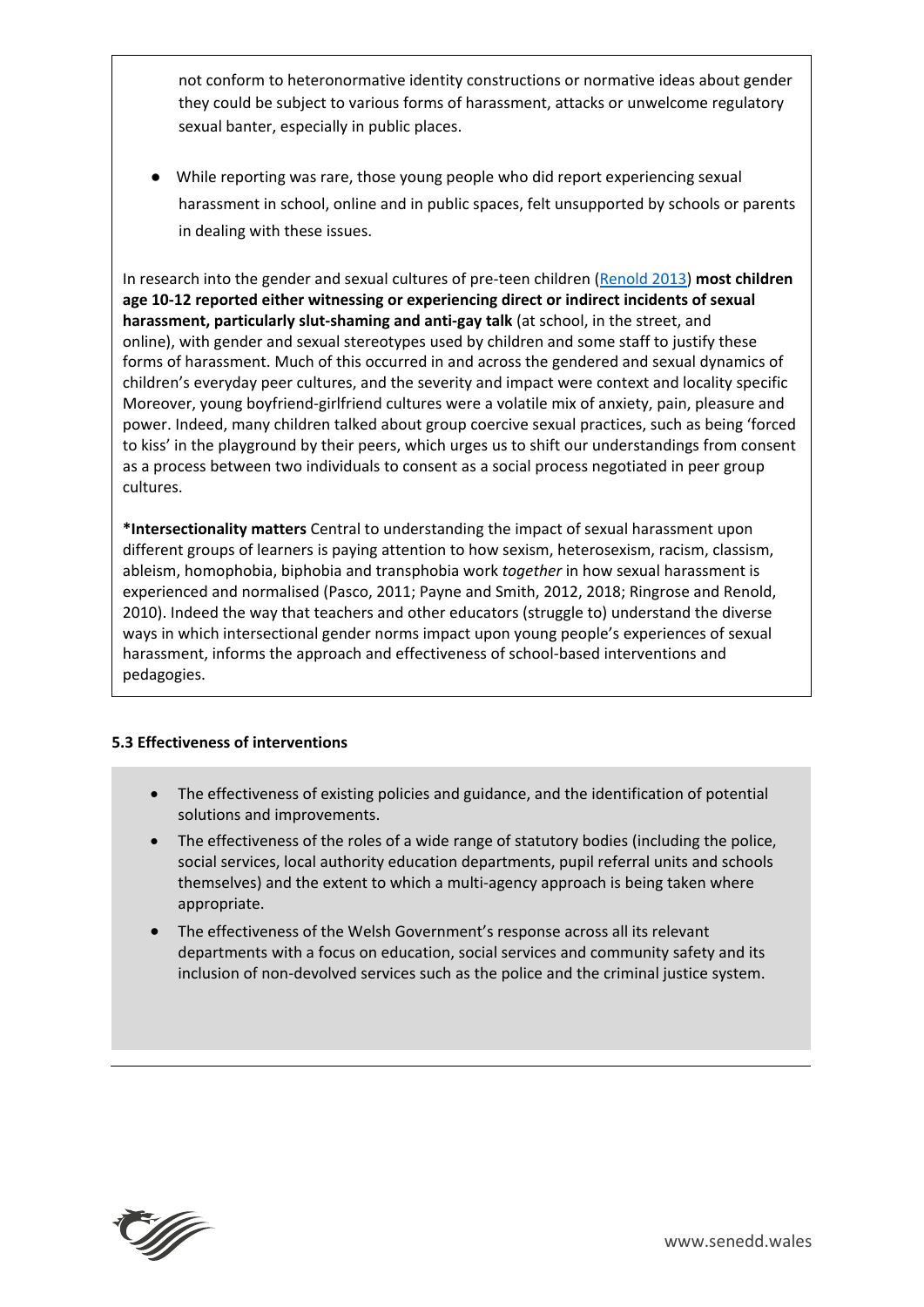not conform to heteronormative identity constructions or normative ideas about gender they could be subject to various forms of harassment, attacks or unwelcome regulatory sexual banter, especially in public places.

- While reporting was rare, those young people who did report experiencing sexual harassment in school, online and in public spaces, felt unsupported by schools or parents in dealing with these issues.

In research into the gender and sexual cultures of pre-teen children (Renold 2013) **most children age 10-12 reported either witnessing or experiencing direct or indirect incidents of sexual harassment, particularly slut-shaming and anti-gay talk** (at school, in the street, and online), with gender and sexual stereotypes used by children and some staff to justify these forms of harassment. Much of this occurred in and across the gendered and sexual dynamics of children's everyday peer cultures, and the severity and impact were context and locality specific Moreover, young boyfriend-girlfriend cultures were a volatile mix of anxiety, pain, pleasure and power. Indeed, many children talked about group coercive sexual practices, such as being 'forced to kiss' in the playground by their peers, which urges us to shift our understandings from consent as a process between two individuals to consent as a social process negotiated in peer group cultures.

**\*Intersectionality matters** Central to understanding the impact of sexual harassment upon different groups of learners is paying attention to how sexism, heterosexism, racism, classism, ableism, homophobia, biphobia and transphobia work *together* in how sexual harassment is experienced and normalised (Pasco, 2011; Payne and Smith, 2012, 2018; Ringrose and Renold, 2010). Indeed the way that teachers and other educators (struggle to) understand the diverse ways in which intersectional gender norms impact upon young people's experiences of sexual harassment, informs the approach and effectiveness of school-based interventions and pedagogies.

#### 5.3 Effectiveness of interventions

- The effectiveness of existing policies and guidance, and the identification of potential solutions and improvements.
- The effectiveness of the roles of a wide range of statutory bodies (including the police, social services, local authority education departments, pupil referral units and schools themselves) and the extent to which a multi-agency approach is being taken where appropriate.
- The effectiveness of the Welsh Government's response across all its relevant departments with a focus on education, social services and community safety and its inclusion of non-devolved services such as the police and the criminal justice system.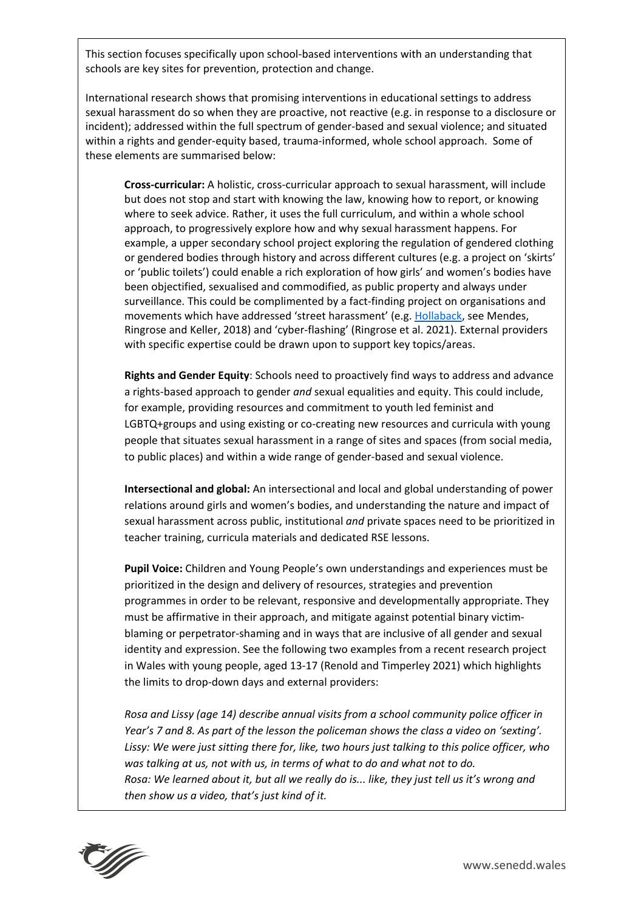This section focuses specifically upon school-based interventions with an understanding that schools are key sites for prevention, protection and change.

International research shows that promising interventions in educational settings to address sexual harassment do so when they are proactive, not reactive (e.g. in response to a disclosure or incident); addressed within the full spectrum of gender-based and sexual violence; and situated within a rights and gender-equity based, trauma-informed, whole school approach. Some of these elements are summarised below:

**Cross-curricular:** A holistic, cross-curricular approach to sexual harassment, will include but does not stop and start with knowing the law, knowing how to report, or knowing where to seek advice. Rather, it uses the full curriculum, and within a whole school approach, to progressively explore how and why sexual harassment happens. For example, a upper secondary school project exploring the regulation of gendered clothing or gendered bodies through history and across different cultures (e.g. a project on 'skirts' or 'public toilets') could enable a rich exploration of how girls' and women's bodies have been objectified, sexualised and commodified, as public property and always under surveillance. This could be complimented by a fact-finding project on organisations and movements which have addressed 'street harassment' (e.g. Hollaback, see Mendes, Ringrose and Keller, 2018) and 'cyber-flashing' (Ringrose et al. 2021). External providers with specific expertise could be drawn upon to support key topics/areas.

**Rights and Gender Equity**: Schools need to proactively find ways to address and advance a rights-based approach to gender *and* sexual equalities and equity. This could include, for example, providing resources and commitment to youth led feminist and LGBTQ+groups and using existing or co-creating new resources and curricula with young people that situates sexual harassment in a range of sites and spaces (from social media, to public places) and within a wide range of gender-based and sexual violence.

**Intersectional and global:** An intersectional and local and global understanding of power relations around girls and women's bodies, and understanding the nature and impact of sexual harassment across public, institutional *and* private spaces need to be prioritized in teacher training, curricula materials and dedicated RSE lessons.

**Pupil Voice:** Children and Young People's own understandings and experiences must be prioritized in the design and delivery of resources, strategies and prevention programmes in order to be relevant, responsive and developmentally appropriate. They must be affirmative in their approach, and mitigate against potential binary victim-blaming or perpetrator-shaming and in ways that are inclusive of all gender and sexual identity and expression. See the following two examples from a recent research project in Wales with young people, aged 13-17 (Renold and Timperley 2021) which highlights the limits to drop-down days and external providers:

*Rosa and Lissy (age 14) describe annual visits from a school community police officer in Year's 7 and 8. As part of the lesson the policeman shows the class a video on 'sexting'.*
*Lissy: We were just sitting there for, like, two hours just talking to this police officer, who was talking at us, not with us, in terms of what to do and what not to do.*
*Rosa: We learned about it, but all we really do is... like, they just tell us it's wrong and then show us a video, that's just kind of it.*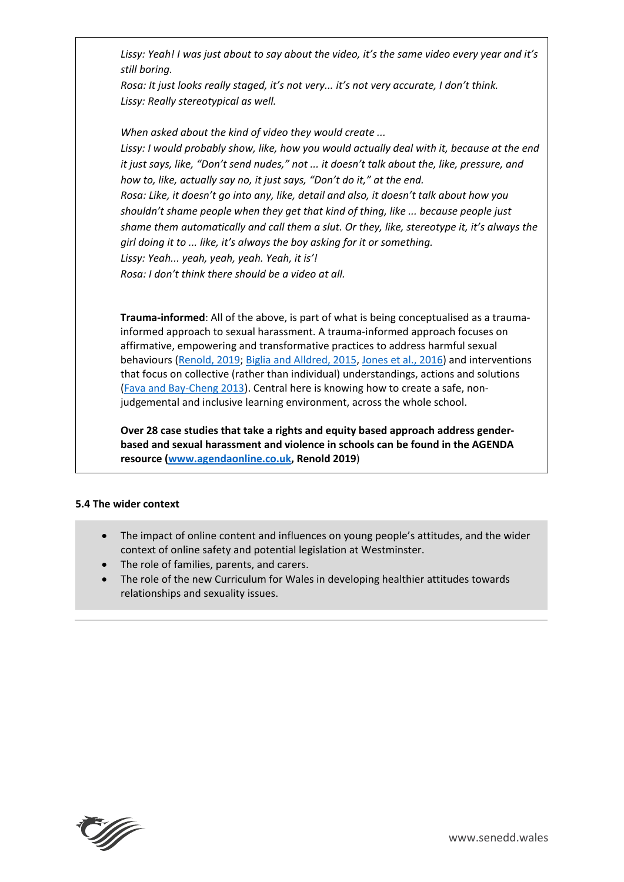*Lissy: Yeah! I was just about to say about the video, it's the same video every year and it's still boring.*
*Rosa: It just looks really staged, it's not very... it's not very accurate, I don't think.*
*Lissy: Really stereotypical as well.*

*When asked about the kind of video they would create ...*
*Lissy: I would probably show, like, how you would actually deal with it, because at the end it just says, like, "Don't send nudes," not ... it doesn't talk about the, like, pressure, and how to, like, actually say no, it just says, "Don't do it," at the end.*
*Rosa: Like, it doesn't go into any, like, detail and also, it doesn't talk about how you shouldn't shame people when they get that kind of thing, like ... because people just shame them automatically and call them a slut. Or they, like, stereotype it, it's always the girl doing it to ... like, it's always the boy asking for it or something.*
*Lissy: Yeah... yeah, yeah, yeah. Yeah, it is'!*
*Rosa: I don't think there should be a video at all.*

**Trauma-informed**: All of the above, is part of what is being conceptualised as a trauma-informed approach to sexual harassment. A trauma-informed approach focuses on affirmative, empowering and transformative practices to address harmful sexual behaviours (Renold, 2019; Biglia and Alldred, 2015, Jones et al., 2016) and interventions that focus on collective (rather than individual) understandings, actions and solutions (Fava and Bay-Cheng 2013). Central here is knowing how to create a safe, non-judgemental and inclusive learning environment, across the whole school.

**Over 28 case studies that take a rights and equity based approach address gender-based and sexual harassment and violence in schools can be found in the AGENDA resource (www.agendaonline.co.uk, Renold 2019)**

### 5.4 The wider context

- The impact of online content and influences on young people's attitudes, and the wider context of online safety and potential legislation at Westminster.
- The role of families, parents, and carers.
- The role of the new Curriculum for Wales in developing healthier attitudes towards relationships and sexuality issues.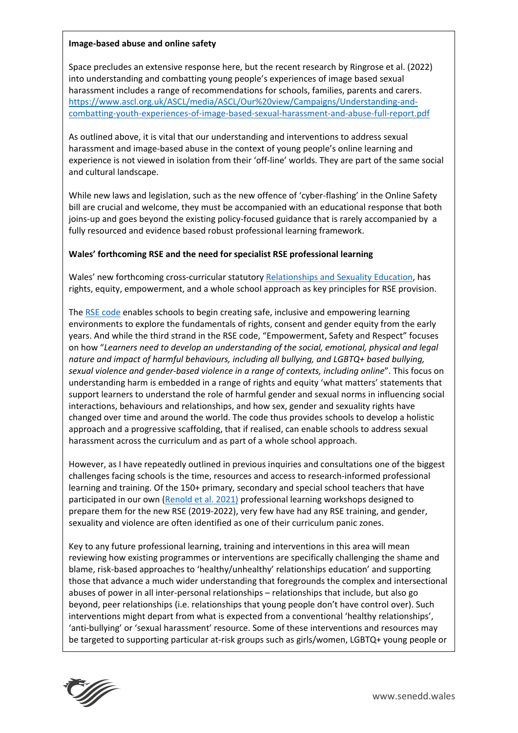**Image-based abuse and online safety**

Space precludes an extensive response here, but the recent research by Ringrose et al. (2022) into understanding and combatting young people's experiences of image based sexual harassment includes a range of recommendations for schools, families, parents and carers. https://www.ascl.org.uk/ASCL/media/ASCL/Our%20view/Campaigns/Understanding-and-combatting-youth-experiences-of-image-based-sexual-harassment-and-abuse-full-report.pdf

As outlined above, it is vital that our understanding and interventions to address sexual harassment and image-based abuse in the context of young people's online learning and experience is not viewed in isolation from their 'off-line' worlds. They are part of the same social and cultural landscape.

While new laws and legislation, such as the new offence of 'cyber-flashing' in the Online Safety bill are crucial and welcome, they must be accompanied with an educational response that both joins-up and goes beyond the existing policy-focused guidance that is rarely accompanied by a fully resourced and evidence based robust professional learning framework.

**Wales' forthcoming RSE and the need for specialist RSE professional learning**

Wales' new forthcoming cross-curricular statutory Relationships and Sexuality Education, has rights, equity, empowerment, and a whole school approach as key principles for RSE provision.

The RSE code enables schools to begin creating safe, inclusive and empowering learning environments to explore the fundamentals of rights, consent and gender equity from the early years. And while the third strand in the RSE code, "Empowerment, Safety and Respect" focuses on how "*Learners need to develop an understanding of the social, emotional, physical and legal nature and impact of harmful behaviours, including all bullying, and LGBTQ+ based bullying, sexual violence and gender-based violence in a range of contexts, including online*". This focus on understanding harm is embedded in a range of rights and equity 'what matters' statements that support learners to understand the role of harmful gender and sexual norms in influencing social interactions, behaviours and relationships, and how sex, gender and sexuality rights have changed over time and around the world. The code thus provides schools to develop a holistic approach and a progressive scaffolding, that if realised, can enable schools to address sexual harassment across the curriculum and as part of a whole school approach.

However, as I have repeatedly outlined in previous inquiries and consultations one of the biggest challenges facing schools is the time, resources and access to research-informed professional learning and training. Of the 150+ primary, secondary and special school teachers that have participated in our own (Renold et al. 2021) professional learning workshops designed to prepare them for the new RSE (2019-2022), very few have had any RSE training, and gender, sexuality and violence are often identified as one of their curriculum panic zones.

Key to any future professional learning, training and interventions in this area will mean reviewing how existing programmes or interventions are specifically challenging the shame and blame, risk-based approaches to 'healthy/unhealthy' relationships education' and supporting those that advance a much wider understanding that foregrounds the complex and intersectional abuses of power in all inter-personal relationships – relationships that include, but also go beyond, peer relationships (i.e. relationships that young people don't have control over). Such interventions might depart from what is expected from a conventional 'healthy relationships', 'anti-bullying' or 'sexual harassment' resource. Some of these interventions and resources may be targeted to supporting particular at-risk groups such as girls/women, LGBTQ+ young people or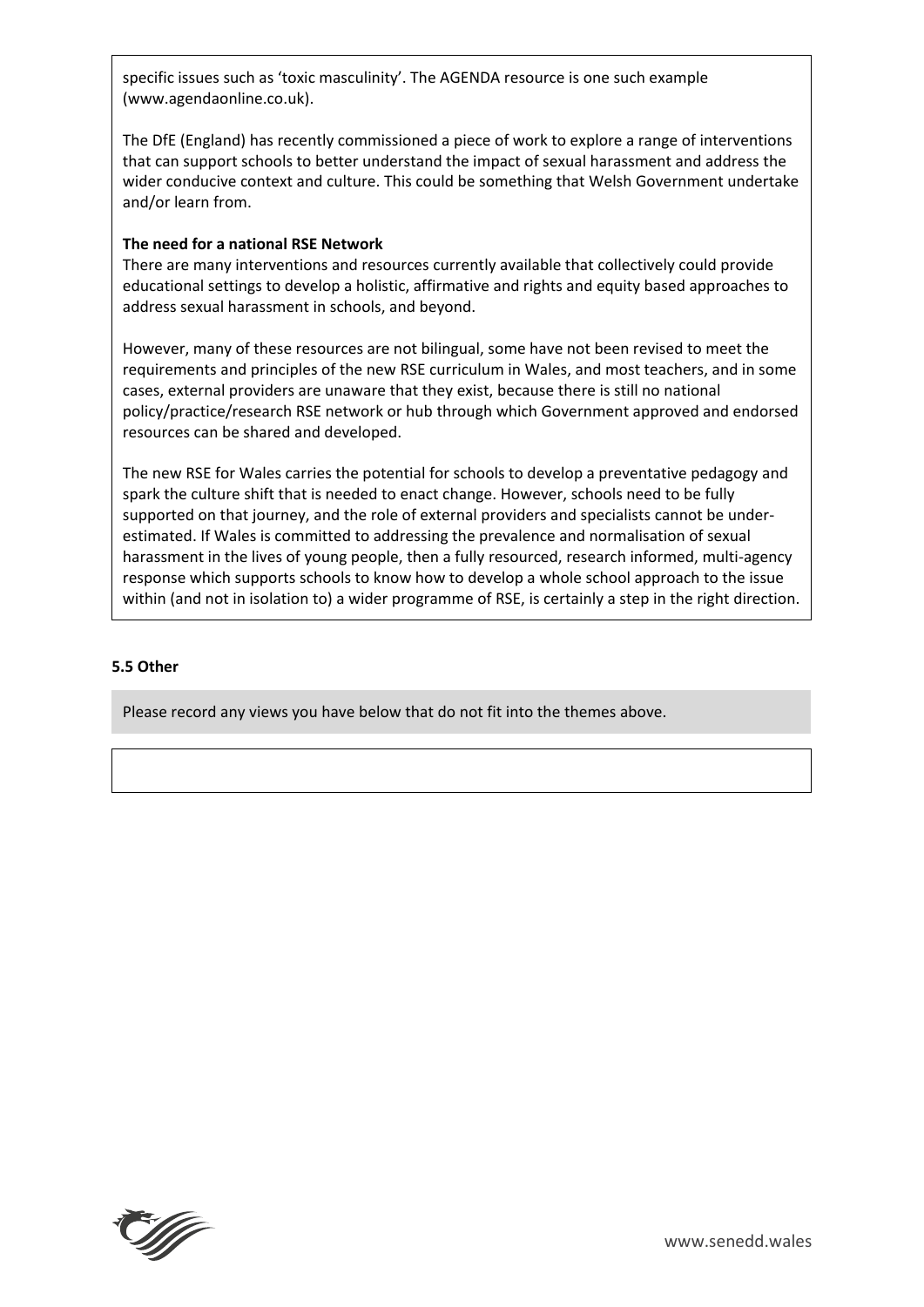specific issues such as 'toxic masculinity'. The AGENDA resource is one such example (www.agendaonline.co.uk).

The DfE (England) has recently commissioned a piece of work to explore a range of interventions that can support schools to better understand the impact of sexual harassment and address the wider conducive context and culture. This could be something that Welsh Government undertake and/or learn from.

**The need for a national RSE Network**

There are many interventions and resources currently available that collectively could provide educational settings to develop a holistic, affirmative and rights and equity based approaches to address sexual harassment in schools, and beyond.

However, many of these resources are not bilingual, some have not been revised to meet the requirements and principles of the new RSE curriculum in Wales, and most teachers, and in some cases, external providers are unaware that they exist, because there is still no national policy/practice/research RSE network or hub through which Government approved and endorsed resources can be shared and developed.

The new RSE for Wales carries the potential for schools to develop a preventative pedagogy and spark the culture shift that is needed to enact change. However, schools need to be fully supported on that journey, and the role of external providers and specialists cannot be under-estimated. If Wales is committed to addressing the prevalence and normalisation of sexual harassment in the lives of young people, then a fully resourced, research informed, multi-agency response which supports schools to know how to develop a whole school approach to the issue within (and not in isolation to) a wider programme of RSE, is certainly a step in the right direction.

**5.5 Other**

Please record any views you have below that do not fit into the themes above.